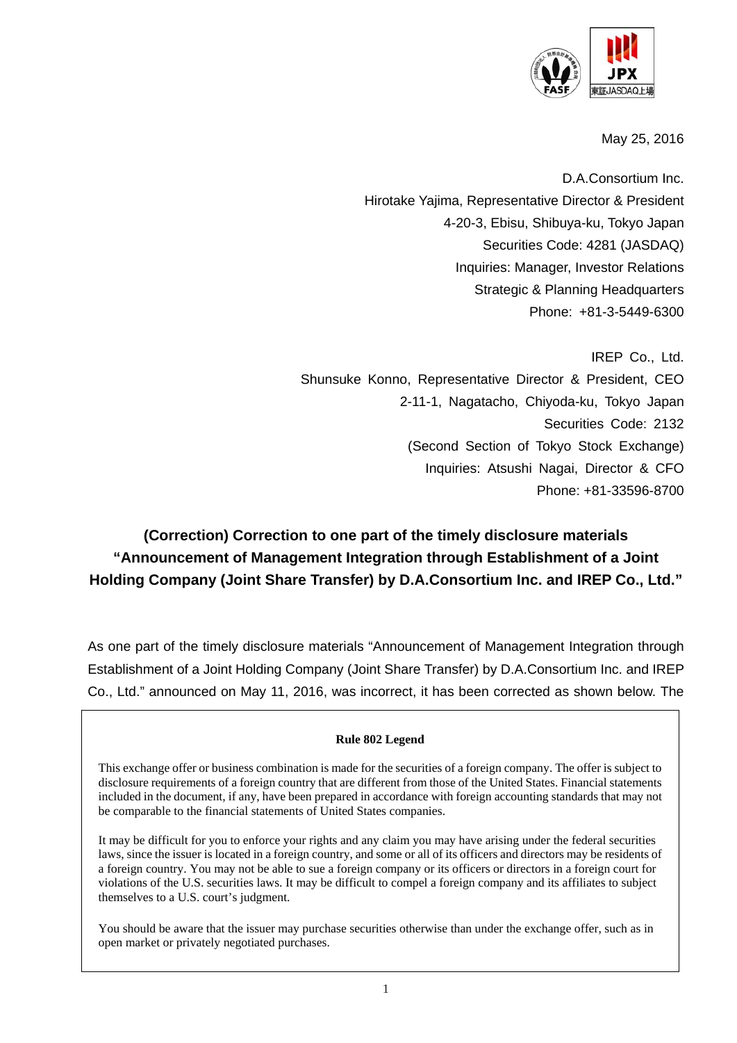May 25, 2016

D.A.Consortium Inc.
Hirotake Yajima, Representative Director & President
4-20-3, Ebisu, Shibuya-ku, Tokyo Japan
Securities Code: 4281 (JASDAQ)
Inquiries: Manager, Investor Relations
Strategic & Planning Headquarters
Phone: +81-3-5449-6300

IREP Co., Ltd.
Shunsuke Konno, Representative Director & President, CEO
2-11-1, Nagatacho, Chiyoda-ku, Tokyo Japan
Securities Code: 2132
(Second Section of Tokyo Stock Exchange)
Inquiries: Atsushi Nagai, Director & CFO
Phone: +81-33596-8700

## (Correction) Correction to one part of the timely disclosure materials "Announcement of Management Integration through Establishment of a Joint Holding Company (Joint Share Transfer) by D.A.Consortium Inc. and IREP Co., Ltd."

As one part of the timely disclosure materials "Announcement of Management Integration through Establishment of a Joint Holding Company (Joint Share Transfer) by D.A.Consortium Inc. and IREP Co., Ltd." announced on May 11, 2016, was incorrect, it has been corrected as shown below. The

**Rule 802 Legend**

This exchange offer or business combination is made for the securities of a foreign company. The offer is subject to disclosure requirements of a foreign country that are different from those of the United States. Financial statements included in the document, if any, have been prepared in accordance with foreign accounting standards that may not be comparable to the financial statements of United States companies.

It may be difficult for you to enforce your rights and any claim you may have arising under the federal securities laws, since the issuer is located in a foreign country, and some or all of its officers and directors may be residents of a foreign country. You may not be able to sue a foreign company or its officers or directors in a foreign court for violations of the U.S. securities laws. It may be difficult to compel a foreign company and its affiliates to subject themselves to a U.S. court's judgment.

You should be aware that the issuer may purchase securities otherwise than under the exchange offer, such as in open market or privately negotiated purchases.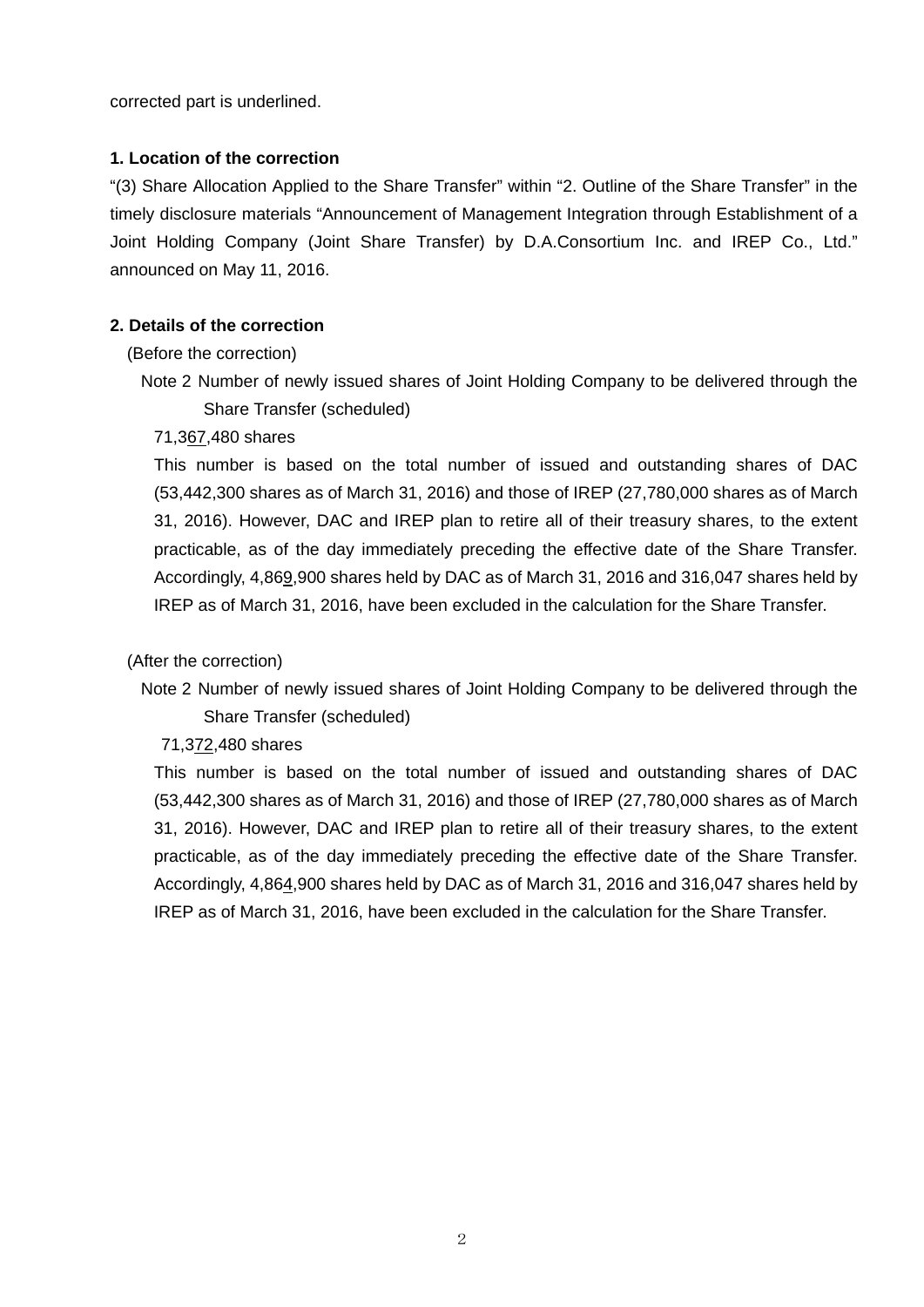corrected part is underlined.

**1. Location of the correction**

"(3) Share Allocation Applied to the Share Transfer" within "2. Outline of the Share Transfer" in the timely disclosure materials "Announcement of Management Integration through Establishment of a Joint Holding Company (Joint Share Transfer) by D.A.Consortium Inc. and IREP Co., Ltd." announced on May 11, 2016.

**2. Details of the correction**

(Before the correction)

Note 2 Number of newly issued shares of Joint Holding Company to be delivered through the Share Transfer (scheduled)

71,3<u>67</u>,480 shares

This number is based on the total number of issued and outstanding shares of DAC (53,442,300 shares as of March 31, 2016) and those of IREP (27,780,000 shares as of March 31, 2016). However, DAC and IREP plan to retire all of their treasury shares, to the extent practicable, as of the day immediately preceding the effective date of the Share Transfer. Accordingly, 4,86<u>9</u>,900 shares held by DAC as of March 31, 2016 and 316,047 shares held by IREP as of March 31, 2016, have been excluded in the calculation for the Share Transfer.

(After the correction)

Note 2 Number of newly issued shares of Joint Holding Company to be delivered through the Share Transfer (scheduled)

71,3<u>72</u>,480 shares

This number is based on the total number of issued and outstanding shares of DAC (53,442,300 shares as of March 31, 2016) and those of IREP (27,780,000 shares as of March 31, 2016). However, DAC and IREP plan to retire all of their treasury shares, to the extent practicable, as of the day immediately preceding the effective date of the Share Transfer. Accordingly, 4,86<u>4</u>,900 shares held by DAC as of March 31, 2016 and 316,047 shares held by IREP as of March 31, 2016, have been excluded in the calculation for the Share Transfer.